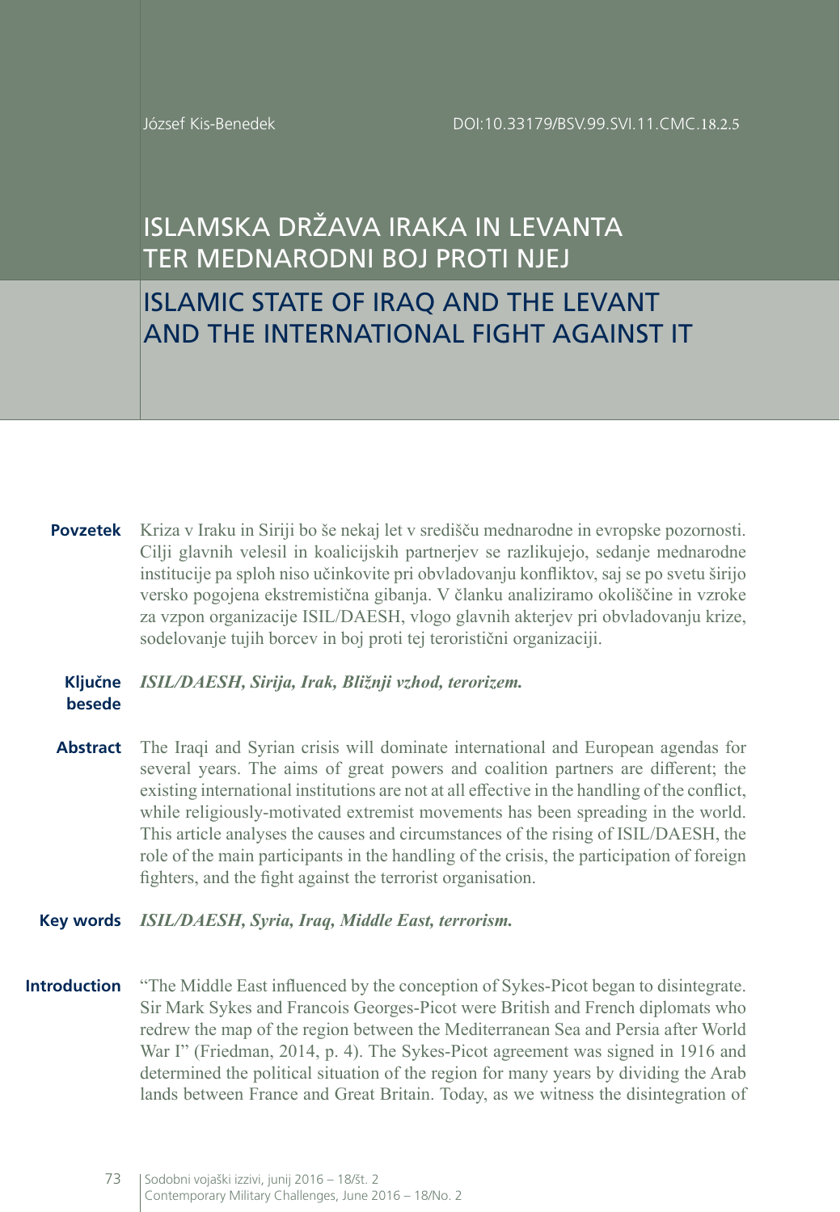József Kis-Benedek

DOI:10.33179/BSV.99.SVI.11.CMC.18.2.5

# ISLAMSKA DRŽAVA IRAKA IN LEVANTA TER MEDNARODNI BOJ PROTI NJEJ

# ISLAMIC STATE OF IRAQ AND THE LEVANT AND THE INTERNATIONAL FIGHT AGAINST IT

**Povzetek** Kriza v Iraku in Siriji bo še nekaj let v središču mednarodne in evropske pozornosti. Cilji glavnih velesil in koalicijskih partnerjev se razlikujejo, sedanje mednarodne institucije pa sploh niso učinkovite pri obvladovanju konfliktov, saj se po svetu širijo versko pogojena ekstremistična gibanja. V članku analiziramo okoliščine in vzroke za vzpon organizacije ISIL/DAESH, vlogo glavnih akterjev pri obvladovanju krize, sodelovanje tujih borcev in boj proti tej teroristični organizaciji.

**Ključne besede** ***ISIL/DAESH, Sirija, Irak, Bližnji vzhod, terorizem.***

**Abstract** The Iraqi and Syrian crisis will dominate international and European agendas for several years. The aims of great powers and coalition partners are different; the existing international institutions are not at all effective in the handling of the conflict, while religiously-motivated extremist movements has been spreading in the world. This article analyses the causes and circumstances of the rising of ISIL/DAESH, the role of the main participants in the handling of the crisis, the participation of foreign fighters, and the fight against the terrorist organisation.

**Key words** ***ISIL/DAESH, Syria, Iraq, Middle East, terrorism.***

**Introduction** "The Middle East influenced by the conception of Sykes-Picot began to disintegrate. Sir Mark Sykes and Francois Georges-Picot were British and French diplomats who redrew the map of the region between the Mediterranean Sea and Persia after World War I" (Friedman, 2014, p. 4). The Sykes-Picot agreement was signed in 1916 and determined the political situation of the region for many years by dividing the Arab lands between France and Great Britain. Today, as we witness the disintegration of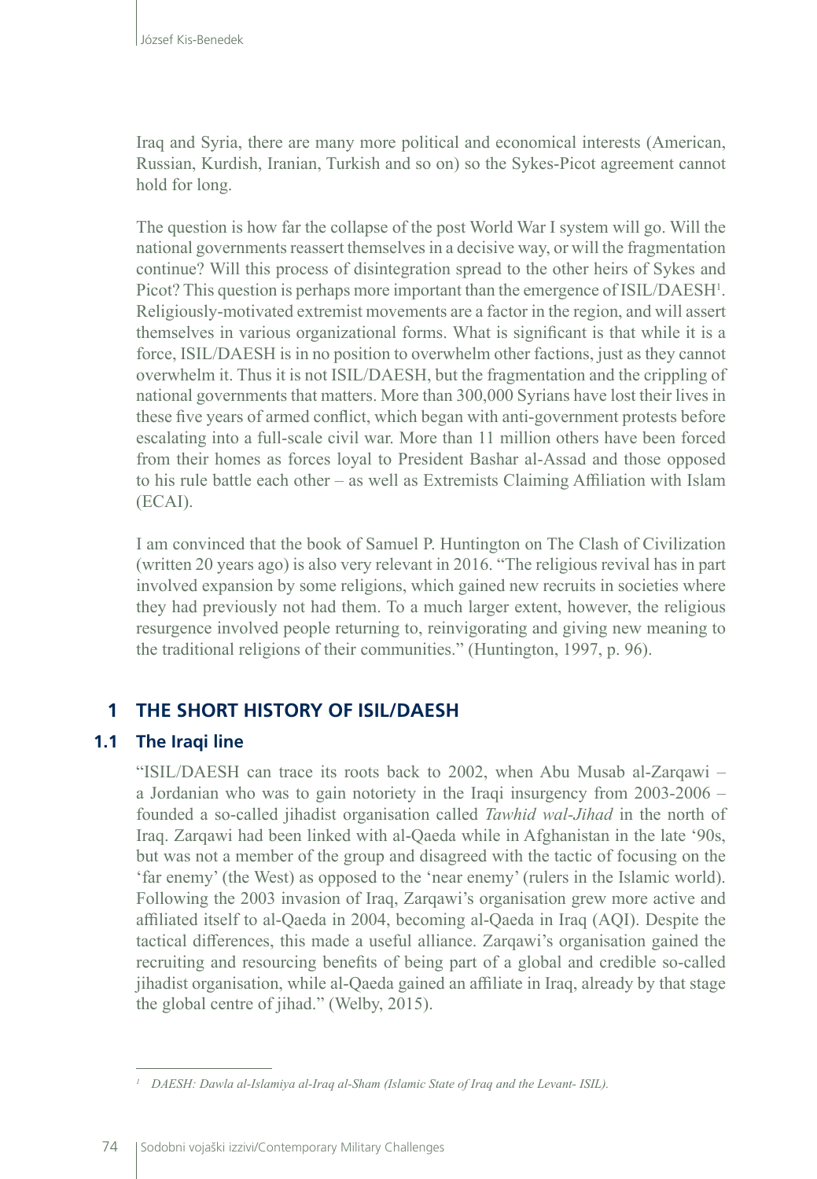Iraq and Syria, there are many more political and economical interests (American, Russian, Kurdish, Iranian, Turkish and so on) so the Sykes-Picot agreement cannot hold for long.

The question is how far the collapse of the post World War I system will go. Will the national governments reassert themselves in a decisive way, or will the fragmentation continue? Will this process of disintegration spread to the other heirs of Sykes and Picot? This question is perhaps more important than the emergence of ISIL/DAESH[1]. Religiously-motivated extremist movements are a factor in the region, and will assert themselves in various organizational forms. What is significant is that while it is a force, ISIL/DAESH is in no position to overwhelm other factions, just as they cannot overwhelm it. Thus it is not ISIL/DAESH, but the fragmentation and the crippling of national governments that matters. More than 300,000 Syrians have lost their lives in these five years of armed conflict, which began with anti-government protests before escalating into a full-scale civil war. More than 11 million others have been forced from their homes as forces loyal to President Bashar al-Assad and those opposed to his rule battle each other – as well as Extremists Claiming Affiliation with Islam (ECAI).

I am convinced that the book of Samuel P. Huntington on The Clash of Civilization (written 20 years ago) is also very relevant in 2016. "The religious revival has in part involved expansion by some religions, which gained new recruits in societies where they had previously not had them. To a much larger extent, however, the religious resurgence involved people returning to, reinvigorating and giving new meaning to the traditional religions of their communities." (Huntington, 1997, p. 96).

# 1 THE SHORT HISTORY OF ISIL/DAESH

## 1.1 The Iraqi line

"ISIL/DAESH can trace its roots back to 2002, when Abu Musab al-Zarqawi – a Jordanian who was to gain notoriety in the Iraqi insurgency from 2003-2006 – founded a so-called jihadist organisation called *Tawhid wal-Jihad* in the north of Iraq. Zarqawi had been linked with al-Qaeda while in Afghanistan in the late '90s, but was not a member of the group and disagreed with the tactic of focusing on the 'far enemy' (the West) as opposed to the 'near enemy' (rulers in the Islamic world). Following the 2003 invasion of Iraq, Zarqawi's organisation grew more active and affiliated itself to al-Qaeda in 2004, becoming al-Qaeda in Iraq (AQI). Despite the tactical differences, this made a useful alliance. Zarqawi's organisation gained the recruiting and resourcing benefits of being part of a global and credible so-called jihadist organisation, while al-Qaeda gained an affiliate in Iraq, already by that stage the global centre of jihad." (Welby, 2015).

---

[1] *DAESH: Dawla al-Islamiya al-Iraq al-Sham (Islamic State of Iraq and the Levant- ISIL).*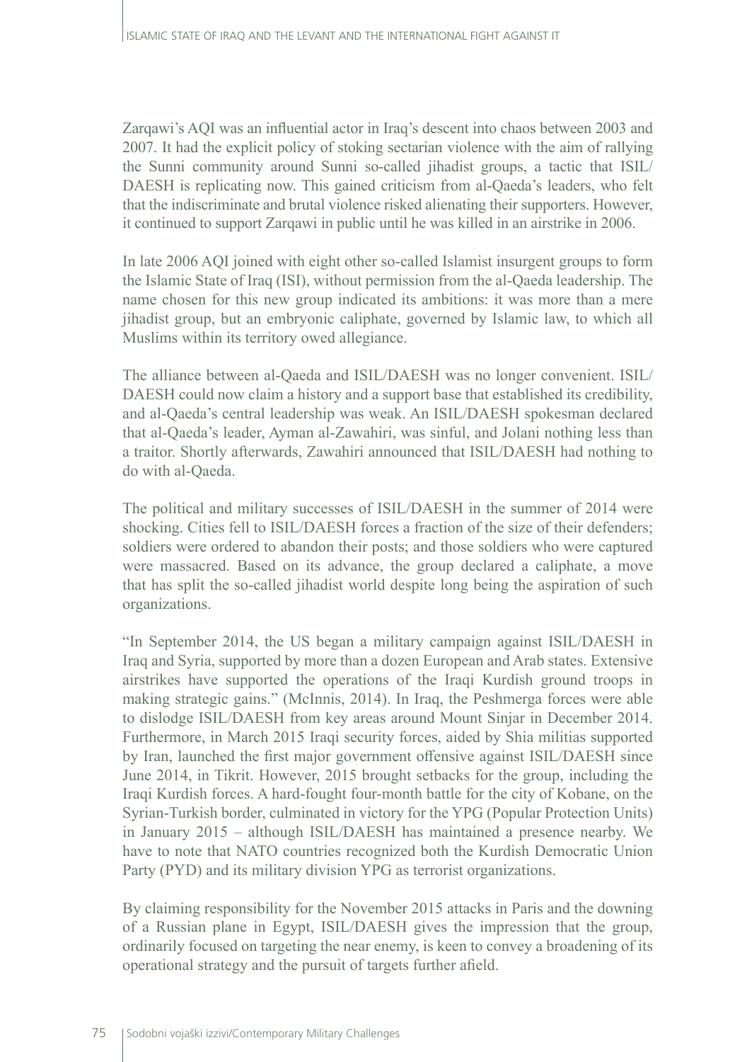Zarqawi's AQI was an influential actor in Iraq's descent into chaos between 2003 and 2007. It had the explicit policy of stoking sectarian violence with the aim of rallying the Sunni community around Sunni so-called jihadist groups, a tactic that ISIL/ DAESH is replicating now. This gained criticism from al-Qaeda's leaders, who felt that the indiscriminate and brutal violence risked alienating their supporters. However, it continued to support Zarqawi in public until he was killed in an airstrike in 2006.

In late 2006 AQI joined with eight other so-called Islamist insurgent groups to form the Islamic State of Iraq (ISI), without permission from the al-Qaeda leadership. The name chosen for this new group indicated its ambitions: it was more than a mere jihadist group, but an embryonic caliphate, governed by Islamic law, to which all Muslims within its territory owed allegiance.

The alliance between al-Qaeda and ISIL/DAESH was no longer convenient. ISIL/ DAESH could now claim a history and a support base that established its credibility, and al-Qaeda's central leadership was weak. An ISIL/DAESH spokesman declared that al-Qaeda's leader, Ayman al-Zawahiri, was sinful, and Jolani nothing less than a traitor. Shortly afterwards, Zawahiri announced that ISIL/DAESH had nothing to do with al-Qaeda.

The political and military successes of ISIL/DAESH in the summer of 2014 were shocking. Cities fell to ISIL/DAESH forces a fraction of the size of their defenders; soldiers were ordered to abandon their posts; and those soldiers who were captured were massacred. Based on its advance, the group declared a caliphate, a move that has split the so-called jihadist world despite long being the aspiration of such organizations.

"In September 2014, the US began a military campaign against ISIL/DAESH in Iraq and Syria, supported by more than a dozen European and Arab states. Extensive airstrikes have supported the operations of the Iraqi Kurdish ground troops in making strategic gains." (McInnis, 2014). In Iraq, the Peshmerga forces were able to dislodge ISIL/DAESH from key areas around Mount Sinjar in December 2014. Furthermore, in March 2015 Iraqi security forces, aided by Shia militias supported by Iran, launched the first major government offensive against ISIL/DAESH since June 2014, in Tikrit. However, 2015 brought setbacks for the group, including the Iraqi Kurdish forces. A hard-fought four-month battle for the city of Kobane, on the Syrian-Turkish border, culminated in victory for the YPG (Popular Protection Units) in January 2015 – although ISIL/DAESH has maintained a presence nearby. We have to note that NATO countries recognized both the Kurdish Democratic Union Party (PYD) and its military division YPG as terrorist organizations.

By claiming responsibility for the November 2015 attacks in Paris and the downing of a Russian plane in Egypt, ISIL/DAESH gives the impression that the group, ordinarily focused on targeting the near enemy, is keen to convey a broadening of its operational strategy and the pursuit of targets further afield.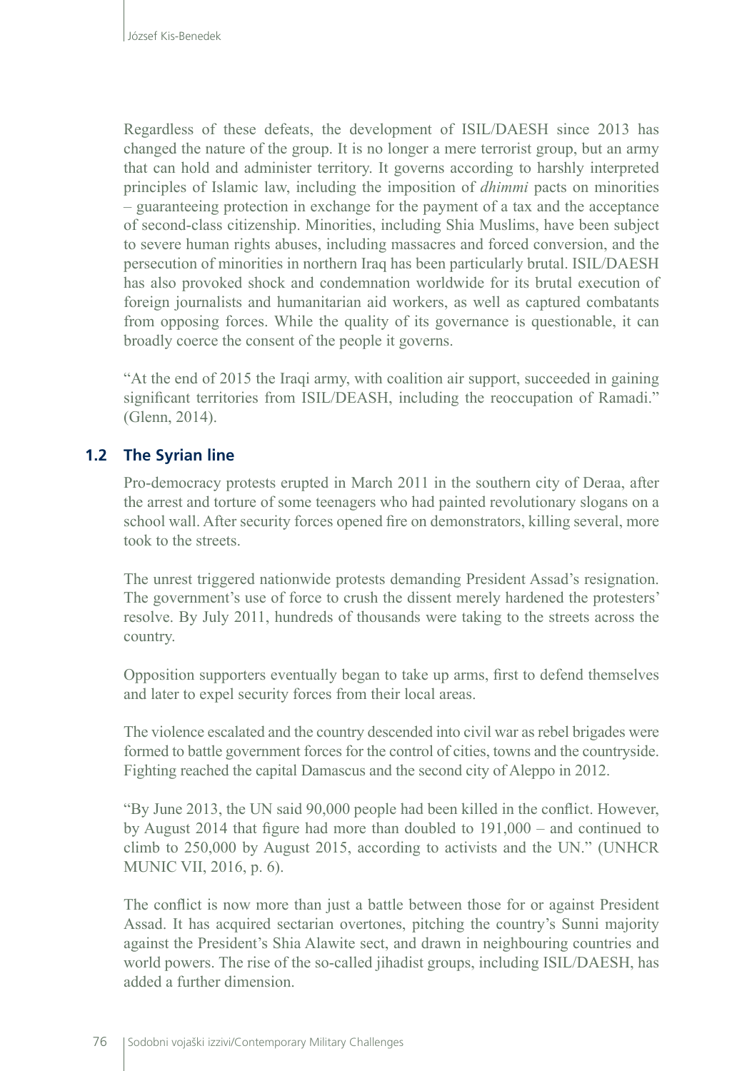Regardless of these defeats, the development of ISIL/DAESH since 2013 has changed the nature of the group. It is no longer a mere terrorist group, but an army that can hold and administer territory. It governs according to harshly interpreted principles of Islamic law, including the imposition of *dhimmi* pacts on minorities – guaranteeing protection in exchange for the payment of a tax and the acceptance of second-class citizenship. Minorities, including Shia Muslims, have been subject to severe human rights abuses, including massacres and forced conversion, and the persecution of minorities in northern Iraq has been particularly brutal. ISIL/DAESH has also provoked shock and condemnation worldwide for its brutal execution of foreign journalists and humanitarian aid workers, as well as captured combatants from opposing forces. While the quality of its governance is questionable, it can broadly coerce the consent of the people it governs.

"At the end of 2015 the Iraqi army, with coalition air support, succeeded in gaining significant territories from ISIL/DEASH, including the reoccupation of Ramadi." (Glenn, 2014).

## 1.2 The Syrian line

Pro-democracy protests erupted in March 2011 in the southern city of Deraa, after the arrest and torture of some teenagers who had painted revolutionary slogans on a school wall. After security forces opened fire on demonstrators, killing several, more took to the streets.

The unrest triggered nationwide protests demanding President Assad's resignation. The government's use of force to crush the dissent merely hardened the protesters' resolve. By July 2011, hundreds of thousands were taking to the streets across the country.

Opposition supporters eventually began to take up arms, first to defend themselves and later to expel security forces from their local areas.

The violence escalated and the country descended into civil war as rebel brigades were formed to battle government forces for the control of cities, towns and the countryside. Fighting reached the capital Damascus and the second city of Aleppo in 2012.

"By June 2013, the UN said 90,000 people had been killed in the conflict. However, by August 2014 that figure had more than doubled to 191,000 – and continued to climb to 250,000 by August 2015, according to activists and the UN." (UNHCR MUNIC VII, 2016, p. 6).

The conflict is now more than just a battle between those for or against President Assad. It has acquired sectarian overtones, pitching the country's Sunni majority against the President's Shia Alawite sect, and drawn in neighbouring countries and world powers. The rise of the so-called jihadist groups, including ISIL/DAESH, has added a further dimension.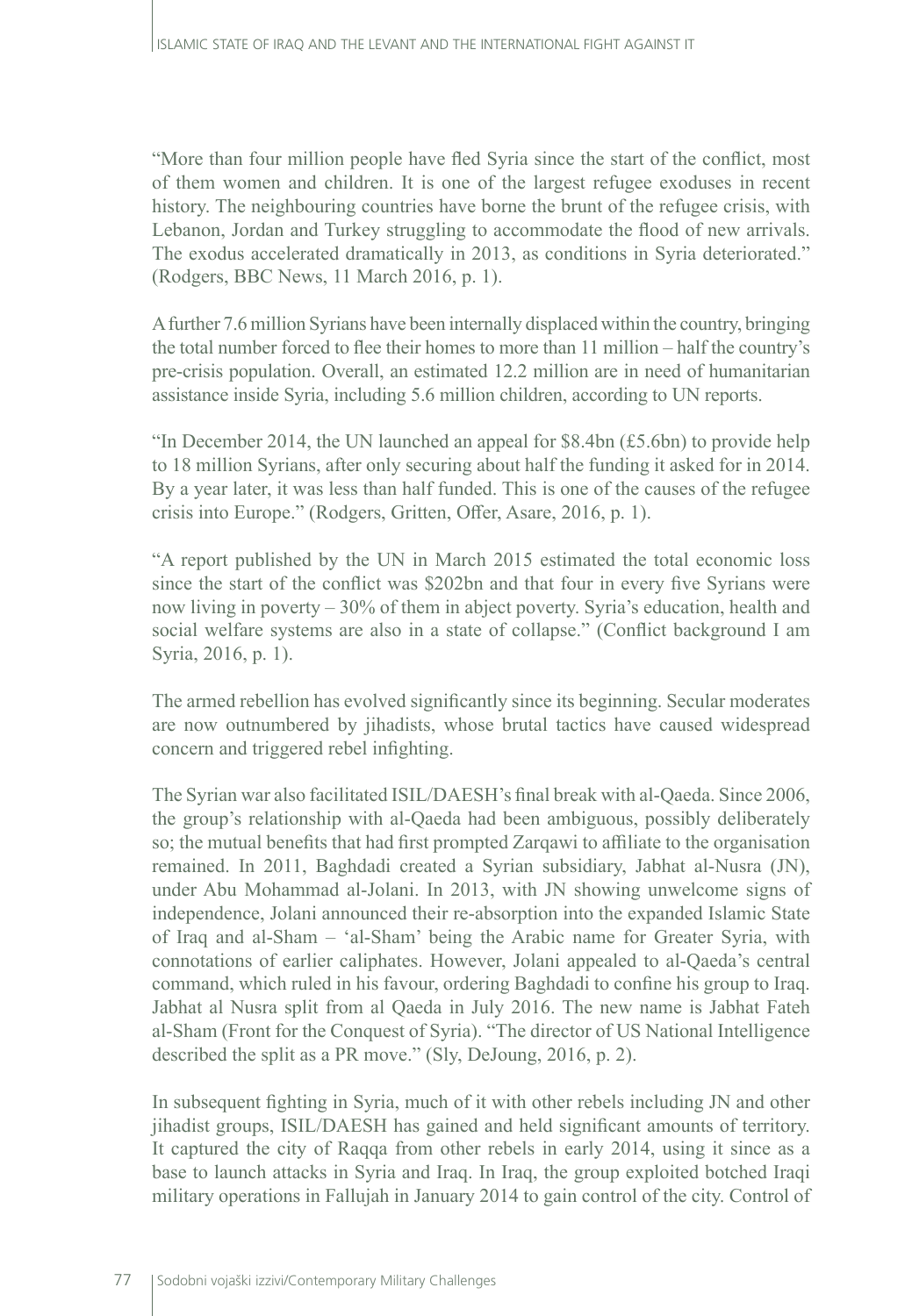"More than four million people have fled Syria since the start of the conflict, most of them women and children. It is one of the largest refugee exoduses in recent history. The neighbouring countries have borne the brunt of the refugee crisis, with Lebanon, Jordan and Turkey struggling to accommodate the flood of new arrivals. The exodus accelerated dramatically in 2013, as conditions in Syria deteriorated." (Rodgers, BBC News, 11 March 2016, p. 1).

A further 7.6 million Syrians have been internally displaced within the country, bringing the total number forced to flee their homes to more than 11 million – half the country's pre-crisis population. Overall, an estimated 12.2 million are in need of humanitarian assistance inside Syria, including 5.6 million children, according to UN reports.

"In December 2014, the UN launched an appeal for $8.4bn (£5.6bn) to provide help to 18 million Syrians, after only securing about half the funding it asked for in 2014. By a year later, it was less than half funded. This is one of the causes of the refugee crisis into Europe." (Rodgers, Gritten, Offer, Asare, 2016, p. 1).

"A report published by the UN in March 2015 estimated the total economic loss since the start of the conflict was $202bn and that four in every five Syrians were now living in poverty – 30% of them in abject poverty. Syria's education, health and social welfare systems are also in a state of collapse." (Conflict background I am Syria, 2016, p. 1).

The armed rebellion has evolved significantly since its beginning. Secular moderates are now outnumbered by jihadists, whose brutal tactics have caused widespread concern and triggered rebel infighting.

The Syrian war also facilitated ISIL/DAESH's final break with al-Qaeda. Since 2006, the group's relationship with al-Qaeda had been ambiguous, possibly deliberately so; the mutual benefits that had first prompted Zarqawi to affiliate to the organisation remained. In 2011, Baghdadi created a Syrian subsidiary, Jabhat al-Nusra (JN), under Abu Mohammad al-Jolani. In 2013, with JN showing unwelcome signs of independence, Jolani announced their re-absorption into the expanded Islamic State of Iraq and al-Sham – 'al-Sham' being the Arabic name for Greater Syria, with connotations of earlier caliphates. However, Jolani appealed to al-Qaeda's central command, which ruled in his favour, ordering Baghdadi to confine his group to Iraq. Jabhat al Nusra split from al Qaeda in July 2016. The new name is Jabhat Fateh al-Sham (Front for the Conquest of Syria). "The director of US National Intelligence described the split as a PR move." (Sly, DeJoung, 2016, p. 2).

In subsequent fighting in Syria, much of it with other rebels including JN and other jihadist groups, ISIL/DAESH has gained and held significant amounts of territory. It captured the city of Raqqa from other rebels in early 2014, using it since as a base to launch attacks in Syria and Iraq. In Iraq, the group exploited botched Iraqi military operations in Fallujah in January 2014 to gain control of the city. Control of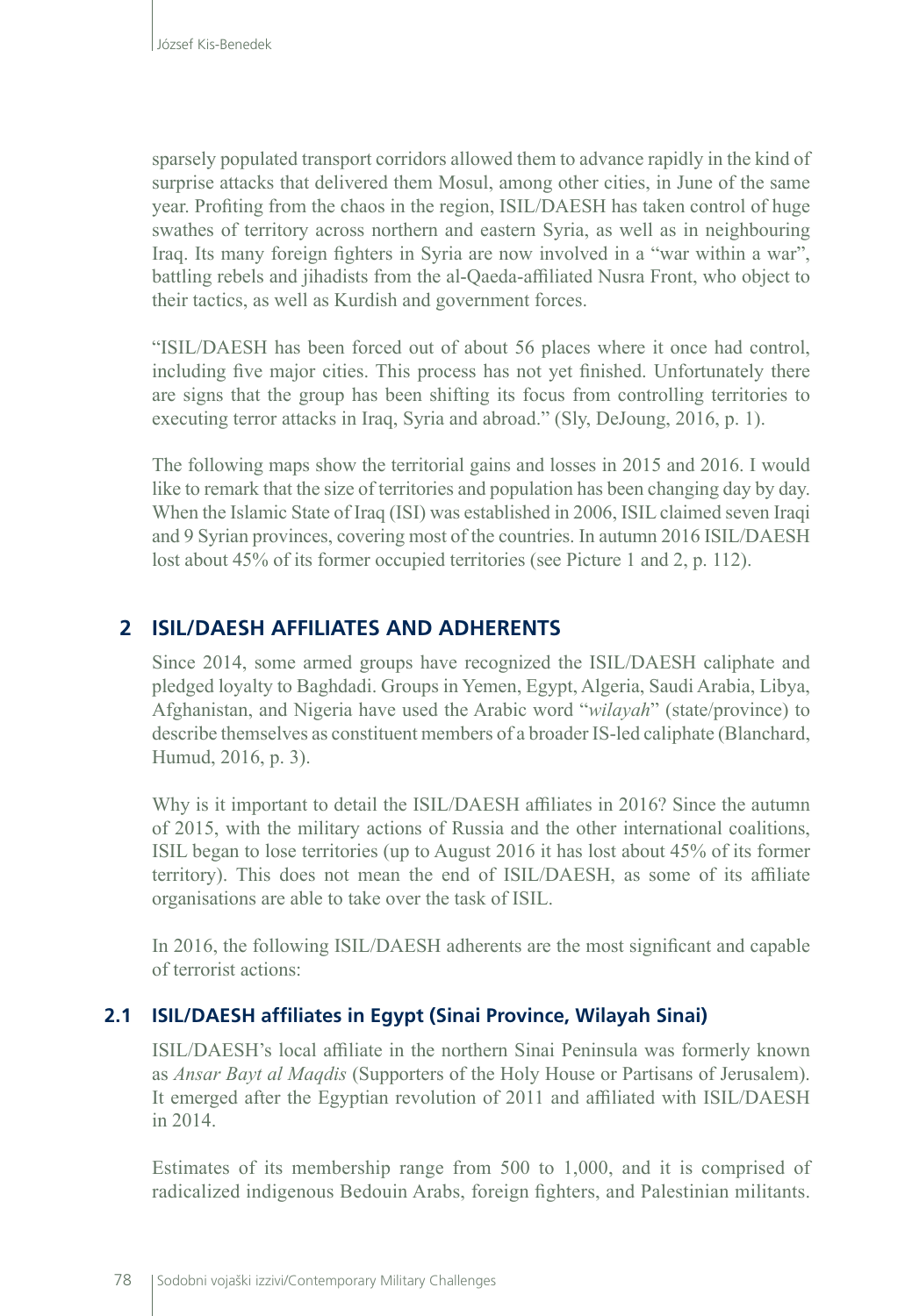sparsely populated transport corridors allowed them to advance rapidly in the kind of surprise attacks that delivered them Mosul, among other cities, in June of the same year. Profiting from the chaos in the region, ISIL/DAESH has taken control of huge swathes of territory across northern and eastern Syria, as well as in neighbouring Iraq. Its many foreign fighters in Syria are now involved in a "war within a war", battling rebels and jihadists from the al-Qaeda-affiliated Nusra Front, who object to their tactics, as well as Kurdish and government forces.

"ISIL/DAESH has been forced out of about 56 places where it once had control, including five major cities. This process has not yet finished. Unfortunately there are signs that the group has been shifting its focus from controlling territories to executing terror attacks in Iraq, Syria and abroad." (Sly, DeJoung, 2016, p. 1).

The following maps show the territorial gains and losses in 2015 and 2016. I would like to remark that the size of territories and population has been changing day by day. When the Islamic State of Iraq (ISI) was established in 2006, ISIL claimed seven Iraqi and 9 Syrian provinces, covering most of the countries. In autumn 2016 ISIL/DAESH lost about 45% of its former occupied territories (see Picture 1 and 2, p. 112).

## 2 ISIL/DAESH AFFILIATES AND ADHERENTS

Since 2014, some armed groups have recognized the ISIL/DAESH caliphate and pledged loyalty to Baghdadi. Groups in Yemen, Egypt, Algeria, Saudi Arabia, Libya, Afghanistan, and Nigeria have used the Arabic word "*wilayah*" (state/province) to describe themselves as constituent members of a broader IS-led caliphate (Blanchard, Humud, 2016, p. 3).

Why is it important to detail the ISIL/DAESH affiliates in 2016? Since the autumn of 2015, with the military actions of Russia and the other international coalitions, ISIL began to lose territories (up to August 2016 it has lost about 45% of its former territory). This does not mean the end of ISIL/DAESH, as some of its affiliate organisations are able to take over the task of ISIL.

In 2016, the following ISIL/DAESH adherents are the most significant and capable of terrorist actions:

### 2.1 ISIL/DAESH affiliates in Egypt (Sinai Province, Wilayah Sinai)

ISIL/DAESH's local affiliate in the northern Sinai Peninsula was formerly known as *Ansar Bayt al Maqdis* (Supporters of the Holy House or Partisans of Jerusalem). It emerged after the Egyptian revolution of 2011 and affiliated with ISIL/DAESH in 2014.

Estimates of its membership range from 500 to 1,000, and it is comprised of radicalized indigenous Bedouin Arabs, foreign fighters, and Palestinian militants.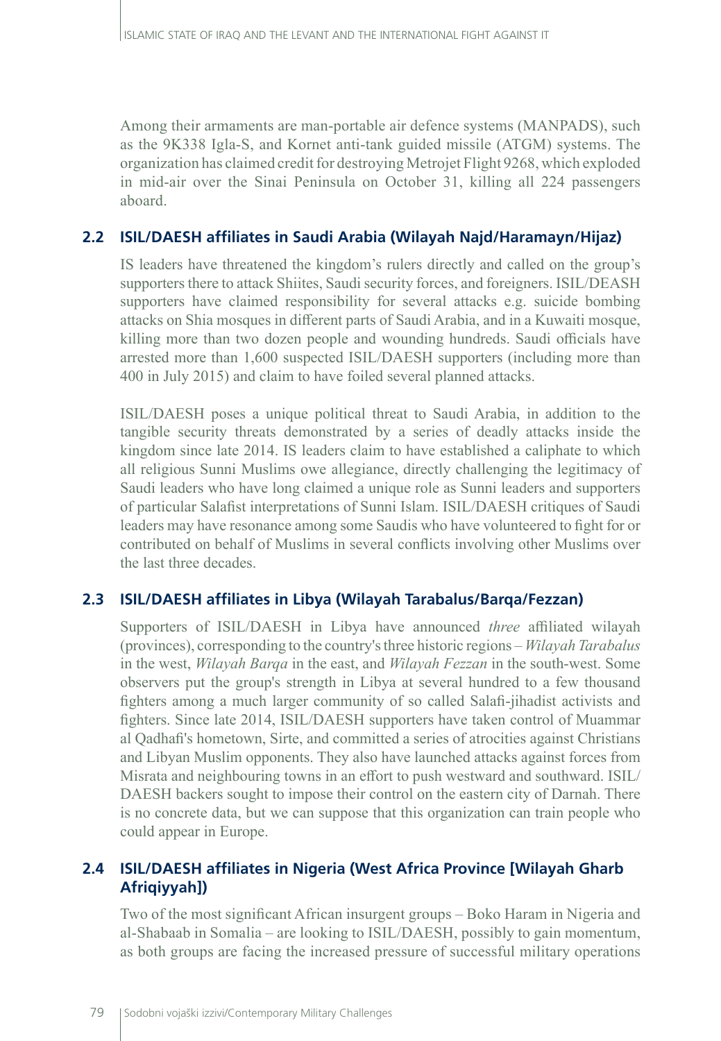Among their armaments are man-portable air defence systems (MANPADS), such as the 9K338 Igla-S, and Kornet anti-tank guided missile (ATGM) systems. The organization has claimed credit for destroying Metrojet Flight 9268, which exploded in mid-air over the Sinai Peninsula on October 31, killing all 224 passengers aboard.

## 2.2 ISIL/DAESH affiliates in Saudi Arabia (Wilayah Najd/Haramayn/Hijaz)

IS leaders have threatened the kingdom's rulers directly and called on the group's supporters there to attack Shiites, Saudi security forces, and foreigners. ISIL/DEASH supporters have claimed responsibility for several attacks e.g. suicide bombing attacks on Shia mosques in different parts of Saudi Arabia, and in a Kuwaiti mosque, killing more than two dozen people and wounding hundreds. Saudi officials have arrested more than 1,600 suspected ISIL/DAESH supporters (including more than 400 in July 2015) and claim to have foiled several planned attacks.

ISIL/DAESH poses a unique political threat to Saudi Arabia, in addition to the tangible security threats demonstrated by a series of deadly attacks inside the kingdom since late 2014. IS leaders claim to have established a caliphate to which all religious Sunni Muslims owe allegiance, directly challenging the legitimacy of Saudi leaders who have long claimed a unique role as Sunni leaders and supporters of particular Salafist interpretations of Sunni Islam. ISIL/DAESH critiques of Saudi leaders may have resonance among some Saudis who have volunteered to fight for or contributed on behalf of Muslims in several conflicts involving other Muslims over the last three decades.

## 2.3 ISIL/DAESH affiliates in Libya (Wilayah Tarabalus/Barqa/Fezzan)

Supporters of ISIL/DAESH in Libya have announced *three* affiliated wilayah (provinces), corresponding to the country's three historic regions – *Wilayah Tarabalus* in the west, *Wilayah Barqa* in the east, and *Wilayah Fezzan* in the south-west. Some observers put the group's strength in Libya at several hundred to a few thousand fighters among a much larger community of so called Salafi-jihadist activists and fighters. Since late 2014, ISIL/DAESH supporters have taken control of Muammar al Qadhafi's hometown, Sirte, and committed a series of atrocities against Christians and Libyan Muslim opponents. They also have launched attacks against forces from Misrata and neighbouring towns in an effort to push westward and southward. ISIL/DAESH backers sought to impose their control on the eastern city of Darnah. There is no concrete data, but we can suppose that this organization can train people who could appear in Europe.

## 2.4 ISIL/DAESH affiliates in Nigeria (West Africa Province [Wilayah Gharb Afriqiyyah])

Two of the most significant African insurgent groups – Boko Haram in Nigeria and al-Shabaab in Somalia – are looking to ISIL/DAESH, possibly to gain momentum, as both groups are facing the increased pressure of successful military operations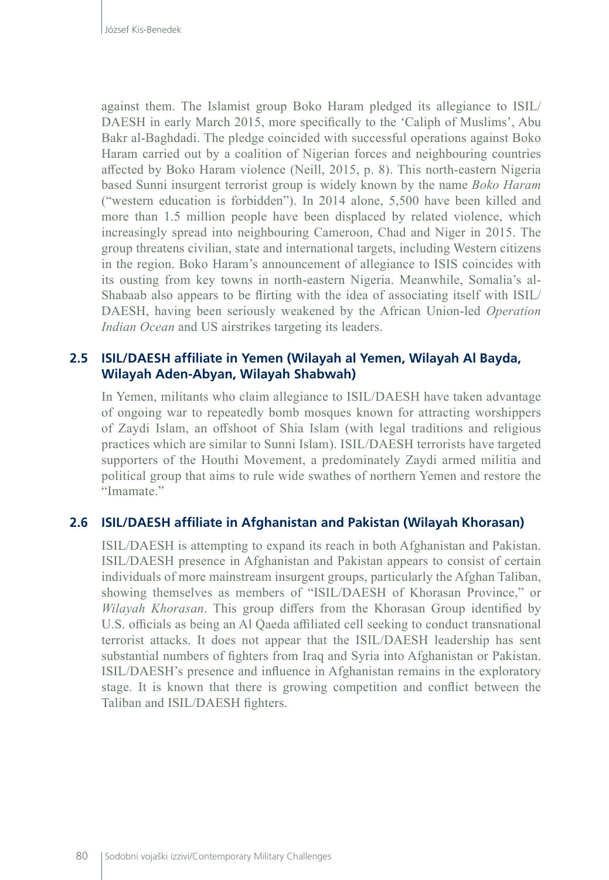against them. The Islamist group Boko Haram pledged its allegiance to ISIL/DAESH in early March 2015, more specifically to the 'Caliph of Muslims', Abu Bakr al-Baghdadi. The pledge coincided with successful operations against Boko Haram carried out by a coalition of Nigerian forces and neighbouring countries affected by Boko Haram violence (Neill, 2015, p. 8). This north-eastern Nigeria based Sunni insurgent terrorist group is widely known by the name *Boko Haram* ("western education is forbidden"). In 2014 alone, 5,500 have been killed and more than 1.5 million people have been displaced by related violence, which increasingly spread into neighbouring Cameroon, Chad and Niger in 2015. The group threatens civilian, state and international targets, including Western citizens in the region. Boko Haram's announcement of allegiance to ISIS coincides with its ousting from key towns in north-eastern Nigeria. Meanwhile, Somalia's al-Shabaab also appears to be flirting with the idea of associating itself with ISIL/DAESH, having been seriously weakened by the African Union-led *Operation Indian Ocean* and US airstrikes targeting its leaders.

## 2.5 ISIL/DAESH affiliate in Yemen (Wilayah al Yemen, Wilayah Al Bayda, Wilayah Aden-Abyan, Wilayah Shabwah)

In Yemen, militants who claim allegiance to ISIL/DAESH have taken advantage of ongoing war to repeatedly bomb mosques known for attracting worshippers of Zaydi Islam, an offshoot of Shia Islam (with legal traditions and religious practices which are similar to Sunni Islam). ISIL/DAESH terrorists have targeted supporters of the Houthi Movement, a predominately Zaydi armed militia and political group that aims to rule wide swathes of northern Yemen and restore the "Imamate."

## 2.6 ISIL/DAESH affiliate in Afghanistan and Pakistan (Wilayah Khorasan)

ISIL/DAESH is attempting to expand its reach in both Afghanistan and Pakistan. ISIL/DAESH presence in Afghanistan and Pakistan appears to consist of certain individuals of more mainstream insurgent groups, particularly the Afghan Taliban, showing themselves as members of "ISIL/DAESH of Khorasan Province," or *Wilayah Khorasan*. This group differs from the Khorasan Group identified by U.S. officials as being an Al Qaeda affiliated cell seeking to conduct transnational terrorist attacks. It does not appear that the ISIL/DAESH leadership has sent substantial numbers of fighters from Iraq and Syria into Afghanistan or Pakistan. ISIL/DAESH's presence and influence in Afghanistan remains in the exploratory stage. It is known that there is growing competition and conflict between the Taliban and ISIL/DAESH fighters.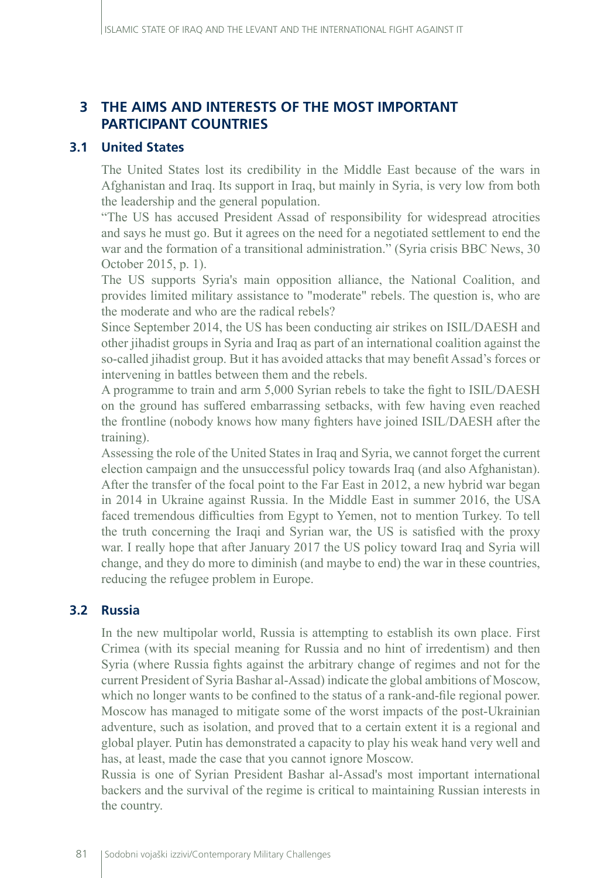# 3 THE AIMS AND INTERESTS OF THE MOST IMPORTANT PARTICIPANT COUNTRIES

## 3.1 United States

The United States lost its credibility in the Middle East because of the wars in Afghanistan and Iraq. Its support in Iraq, but mainly in Syria, is very low from both the leadership and the general population.

"The US has accused President Assad of responsibility for widespread atrocities and says he must go. But it agrees on the need for a negotiated settlement to end the war and the formation of a transitional administration." (Syria crisis BBC News, 30 October 2015, p. 1).

The US supports Syria's main opposition alliance, the National Coalition, and provides limited military assistance to "moderate" rebels. The question is, who are the moderate and who are the radical rebels?

Since September 2014, the US has been conducting air strikes on ISIL/DAESH and other jihadist groups in Syria and Iraq as part of an international coalition against the so-called jihadist group. But it has avoided attacks that may benefit Assad's forces or intervening in battles between them and the rebels.

A programme to train and arm 5,000 Syrian rebels to take the fight to ISIL/DAESH on the ground has suffered embarrassing setbacks, with few having even reached the frontline (nobody knows how many fighters have joined ISIL/DAESH after the training).

Assessing the role of the United States in Iraq and Syria, we cannot forget the current election campaign and the unsuccessful policy towards Iraq (and also Afghanistan). After the transfer of the focal point to the Far East in 2012, a new hybrid war began in 2014 in Ukraine against Russia. In the Middle East in summer 2016, the USA faced tremendous difficulties from Egypt to Yemen, not to mention Turkey. To tell the truth concerning the Iraqi and Syrian war, the US is satisfied with the proxy war. I really hope that after January 2017 the US policy toward Iraq and Syria will change, and they do more to diminish (and maybe to end) the war in these countries, reducing the refugee problem in Europe.

## 3.2 Russia

In the new multipolar world, Russia is attempting to establish its own place. First Crimea (with its special meaning for Russia and no hint of irredentism) and then Syria (where Russia fights against the arbitrary change of regimes and not for the current President of Syria Bashar al-Assad) indicate the global ambitions of Moscow, which no longer wants to be confined to the status of a rank-and-file regional power. Moscow has managed to mitigate some of the worst impacts of the post-Ukrainian adventure, such as isolation, and proved that to a certain extent it is a regional and global player. Putin has demonstrated a capacity to play his weak hand very well and has, at least, made the case that you cannot ignore Moscow.

Russia is one of Syrian President Bashar al-Assad's most important international backers and the survival of the regime is critical to maintaining Russian interests in the country.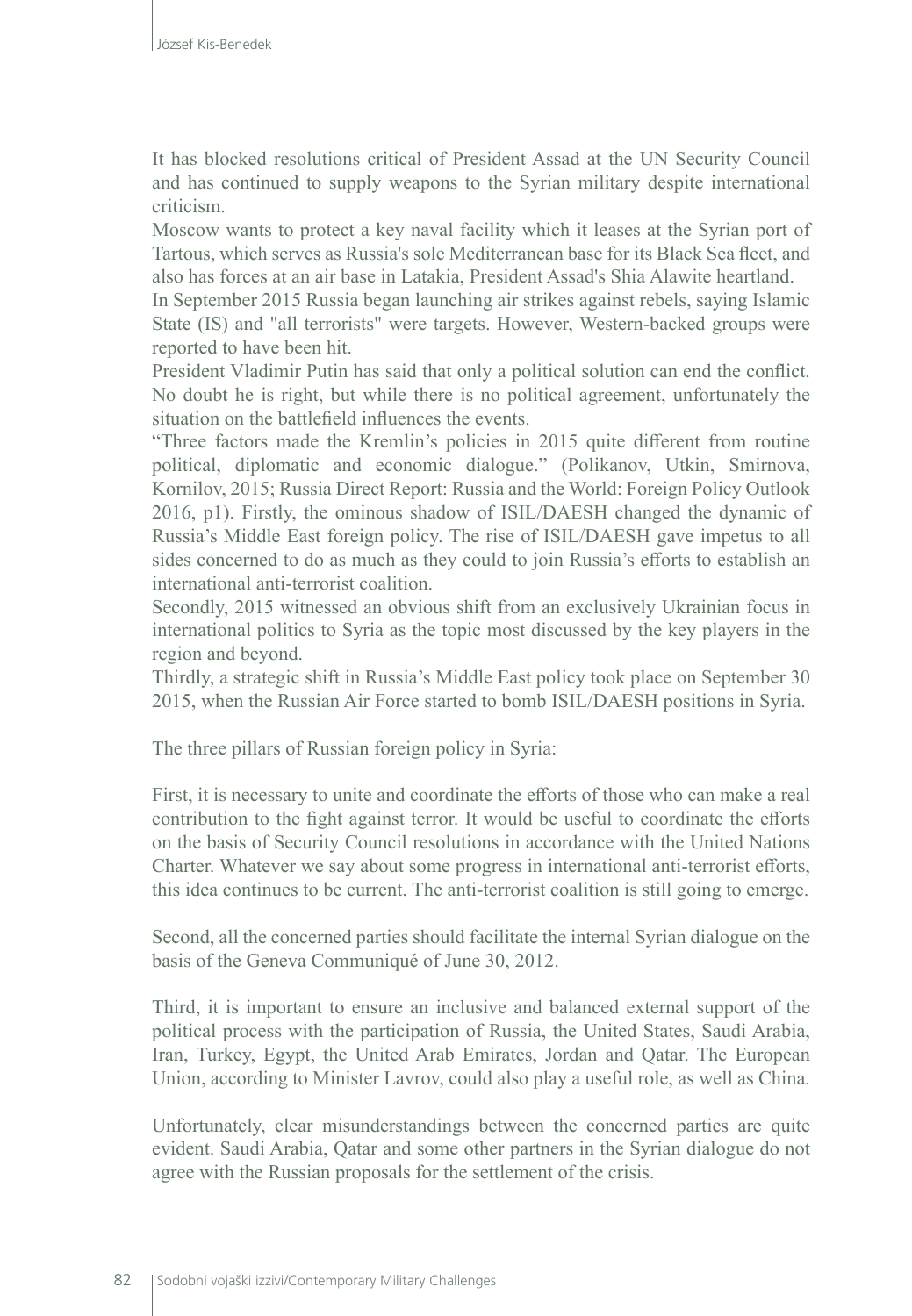It has blocked resolutions critical of President Assad at the UN Security Council and has continued to supply weapons to the Syrian military despite international criticism.

Moscow wants to protect a key naval facility which it leases at the Syrian port of Tartous, which serves as Russia's sole Mediterranean base for its Black Sea fleet, and also has forces at an air base in Latakia, President Assad's Shia Alawite heartland.

In September 2015 Russia began launching air strikes against rebels, saying Islamic State (IS) and "all terrorists" were targets. However, Western-backed groups were reported to have been hit.

President Vladimir Putin has said that only a political solution can end the conflict. No doubt he is right, but while there is no political agreement, unfortunately the situation on the battlefield influences the events.

"Three factors made the Kremlin's policies in 2015 quite different from routine political, diplomatic and economic dialogue." (Polikanov, Utkin, Smirnova, Kornilov, 2015; Russia Direct Report: Russia and the World: Foreign Policy Outlook 2016, p1). Firstly, the ominous shadow of ISIL/DAESH changed the dynamic of Russia's Middle East foreign policy. The rise of ISIL/DAESH gave impetus to all sides concerned to do as much as they could to join Russia's efforts to establish an international anti-terrorist coalition.

Secondly, 2015 witnessed an obvious shift from an exclusively Ukrainian focus in international politics to Syria as the topic most discussed by the key players in the region and beyond.

Thirdly, a strategic shift in Russia's Middle East policy took place on September 30 2015, when the Russian Air Force started to bomb ISIL/DAESH positions in Syria.

The three pillars of Russian foreign policy in Syria:

First, it is necessary to unite and coordinate the efforts of those who can make a real contribution to the fight against terror. It would be useful to coordinate the efforts on the basis of Security Council resolutions in accordance with the United Nations Charter. Whatever we say about some progress in international anti-terrorist efforts, this idea continues to be current. The anti-terrorist coalition is still going to emerge.

Second, all the concerned parties should facilitate the internal Syrian dialogue on the basis of the Geneva Communiqué of June 30, 2012.

Third, it is important to ensure an inclusive and balanced external support of the political process with the participation of Russia, the United States, Saudi Arabia, Iran, Turkey, Egypt, the United Arab Emirates, Jordan and Qatar. The European Union, according to Minister Lavrov, could also play a useful role, as well as China.

Unfortunately, clear misunderstandings between the concerned parties are quite evident. Saudi Arabia, Qatar and some other partners in the Syrian dialogue do not agree with the Russian proposals for the settlement of the crisis.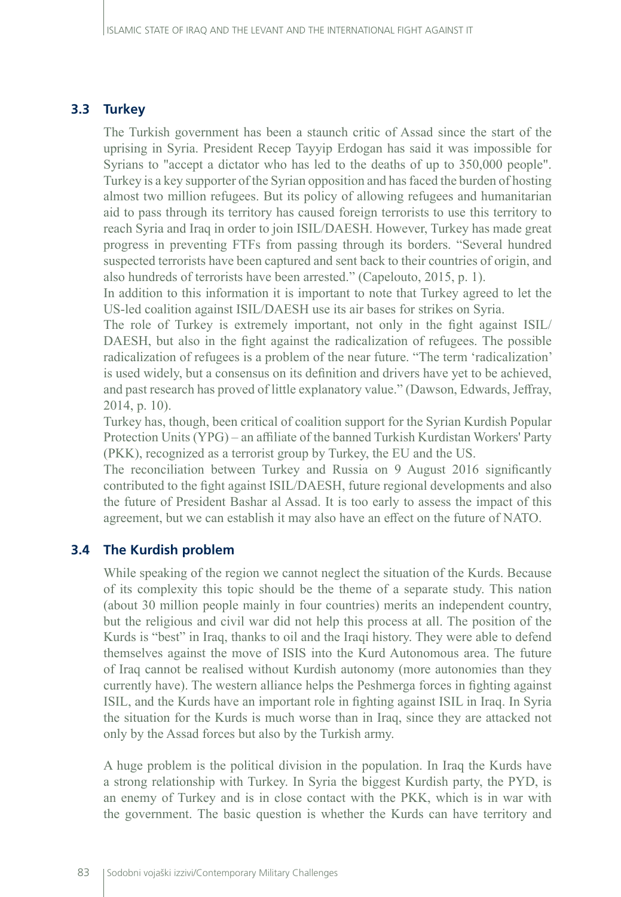## 3.3 Turkey

The Turkish government has been a staunch critic of Assad since the start of the uprising in Syria. President Recep Tayyip Erdogan has said it was impossible for Syrians to "accept a dictator who has led to the deaths of up to 350,000 people". Turkey is a key supporter of the Syrian opposition and has faced the burden of hosting almost two million refugees. But its policy of allowing refugees and humanitarian aid to pass through its territory has caused foreign terrorists to use this territory to reach Syria and Iraq in order to join ISIL/DAESH. However, Turkey has made great progress in preventing FTFs from passing through its borders. "Several hundred suspected terrorists have been captured and sent back to their countries of origin, and also hundreds of terrorists have been arrested." (Capelouto, 2015, p. 1).

In addition to this information it is important to note that Turkey agreed to let the US-led coalition against ISIL/DAESH use its air bases for strikes on Syria.

The role of Turkey is extremely important, not only in the fight against ISIL/DAESH, but also in the fight against the radicalization of refugees. The possible radicalization of refugees is a problem of the near future. "The term 'radicalization' is used widely, but a consensus on its definition and drivers have yet to be achieved, and past research has proved of little explanatory value." (Dawson, Edwards, Jeffray, 2014, p. 10).

Turkey has, though, been critical of coalition support for the Syrian Kurdish Popular Protection Units (YPG) – an affiliate of the banned Turkish Kurdistan Workers' Party (PKK), recognized as a terrorist group by Turkey, the EU and the US.

The reconciliation between Turkey and Russia on 9 August 2016 significantly contributed to the fight against ISIL/DAESH, future regional developments and also the future of President Bashar al Assad. It is too early to assess the impact of this agreement, but we can establish it may also have an effect on the future of NATO.

## 3.4 The Kurdish problem

While speaking of the region we cannot neglect the situation of the Kurds. Because of its complexity this topic should be the theme of a separate study. This nation (about 30 million people mainly in four countries) merits an independent country, but the religious and civil war did not help this process at all. The position of the Kurds is "best" in Iraq, thanks to oil and the Iraqi history. They were able to defend themselves against the move of ISIS into the Kurd Autonomous area. The future of Iraq cannot be realised without Kurdish autonomy (more autonomies than they currently have). The western alliance helps the Peshmerga forces in fighting against ISIL, and the Kurds have an important role in fighting against ISIL in Iraq. In Syria the situation for the Kurds is much worse than in Iraq, since they are attacked not only by the Assad forces but also by the Turkish army.

A huge problem is the political division in the population. In Iraq the Kurds have a strong relationship with Turkey. In Syria the biggest Kurdish party, the PYD, is an enemy of Turkey and is in close contact with the PKK, which is in war with the government. The basic question is whether the Kurds can have territory and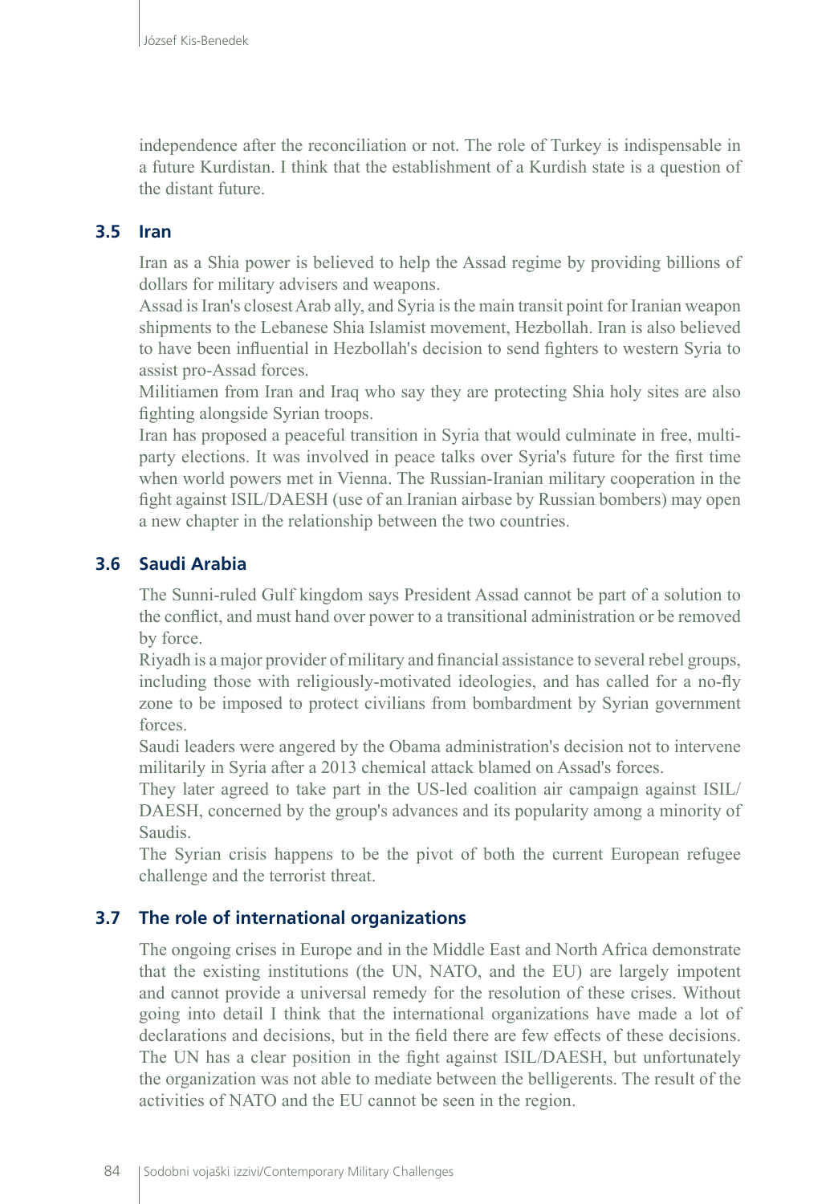independence after the reconciliation or not. The role of Turkey is indispensable in a future Kurdistan. I think that the establishment of a Kurdish state is a question of the distant future.

### 3.5 Iran

Iran as a Shia power is believed to help the Assad regime by providing billions of dollars for military advisers and weapons.

Assad is Iran's closest Arab ally, and Syria is the main transit point for Iranian weapon shipments to the Lebanese Shia Islamist movement, Hezbollah. Iran is also believed to have been influential in Hezbollah's decision to send fighters to western Syria to assist pro-Assad forces.

Militiamen from Iran and Iraq who say they are protecting Shia holy sites are also fighting alongside Syrian troops.

Iran has proposed a peaceful transition in Syria that would culminate in free, multi-party elections. It was involved in peace talks over Syria's future for the first time when world powers met in Vienna. The Russian-Iranian military cooperation in the fight against ISIL/DAESH (use of an Iranian airbase by Russian bombers) may open a new chapter in the relationship between the two countries.

### 3.6 Saudi Arabia

The Sunni-ruled Gulf kingdom says President Assad cannot be part of a solution to the conflict, and must hand over power to a transitional administration or be removed by force.

Riyadh is a major provider of military and financial assistance to several rebel groups, including those with religiously-motivated ideologies, and has called for a no-fly zone to be imposed to protect civilians from bombardment by Syrian government forces.

Saudi leaders were angered by the Obama administration's decision not to intervene militarily in Syria after a 2013 chemical attack blamed on Assad's forces.

They later agreed to take part in the US-led coalition air campaign against ISIL/DAESH, concerned by the group's advances and its popularity among a minority of Saudis.

The Syrian crisis happens to be the pivot of both the current European refugee challenge and the terrorist threat.

### 3.7 The role of international organizations

The ongoing crises in Europe and in the Middle East and North Africa demonstrate that the existing institutions (the UN, NATO, and the EU) are largely impotent and cannot provide a universal remedy for the resolution of these crises. Without going into detail I think that the international organizations have made a lot of declarations and decisions, but in the field there are few effects of these decisions. The UN has a clear position in the fight against ISIL/DAESH, but unfortunately the organization was not able to mediate between the belligerents. The result of the activities of NATO and the EU cannot be seen in the region.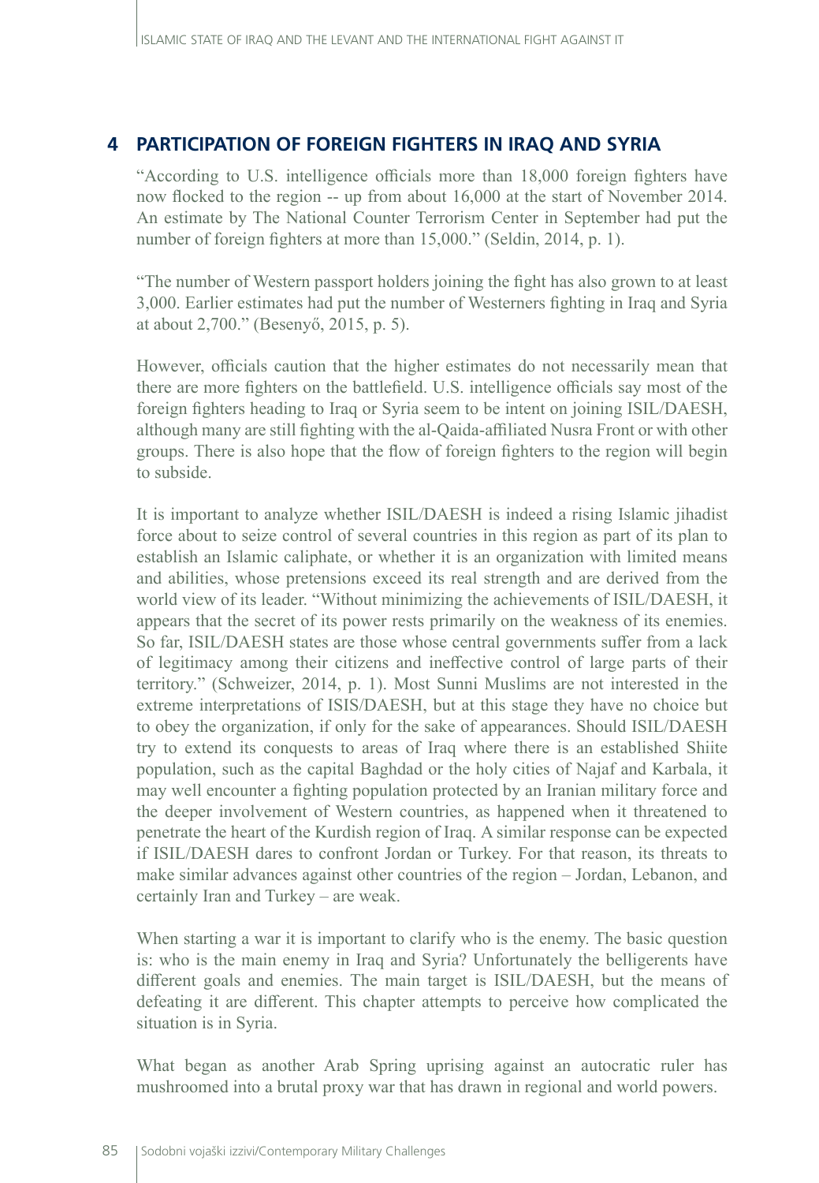## 4 PARTICIPATION OF FOREIGN FIGHTERS IN IRAQ AND SYRIA

"According to U.S. intelligence officials more than 18,000 foreign fighters have now flocked to the region -- up from about 16,000 at the start of November 2014. An estimate by The National Counter Terrorism Center in September had put the number of foreign fighters at more than 15,000." (Seldin, 2014, p. 1).

"The number of Western passport holders joining the fight has also grown to at least 3,000. Earlier estimates had put the number of Westerners fighting in Iraq and Syria at about 2,700." (Besenyő, 2015, p. 5).

However, officials caution that the higher estimates do not necessarily mean that there are more fighters on the battlefield. U.S. intelligence officials say most of the foreign fighters heading to Iraq or Syria seem to be intent on joining ISIL/DAESH, although many are still fighting with the al-Qaida-affiliated Nusra Front or with other groups. There is also hope that the flow of foreign fighters to the region will begin to subside.

It is important to analyze whether ISIL/DAESH is indeed a rising Islamic jihadist force about to seize control of several countries in this region as part of its plan to establish an Islamic caliphate, or whether it is an organization with limited means and abilities, whose pretensions exceed its real strength and are derived from the world view of its leader. "Without minimizing the achievements of ISIL/DAESH, it appears that the secret of its power rests primarily on the weakness of its enemies. So far, ISIL/DAESH states are those whose central governments suffer from a lack of legitimacy among their citizens and ineffective control of large parts of their territory." (Schweizer, 2014, p. 1). Most Sunni Muslims are not interested in the extreme interpretations of ISIS/DAESH, but at this stage they have no choice but to obey the organization, if only for the sake of appearances. Should ISIL/DAESH try to extend its conquests to areas of Iraq where there is an established Shiite population, such as the capital Baghdad or the holy cities of Najaf and Karbala, it may well encounter a fighting population protected by an Iranian military force and the deeper involvement of Western countries, as happened when it threatened to penetrate the heart of the Kurdish region of Iraq. A similar response can be expected if ISIL/DAESH dares to confront Jordan or Turkey. For that reason, its threats to make similar advances against other countries of the region – Jordan, Lebanon, and certainly Iran and Turkey – are weak.

When starting a war it is important to clarify who is the enemy. The basic question is: who is the main enemy in Iraq and Syria? Unfortunately the belligerents have different goals and enemies. The main target is ISIL/DAESH, but the means of defeating it are different. This chapter attempts to perceive how complicated the situation is in Syria.

What began as another Arab Spring uprising against an autocratic ruler has mushroomed into a brutal proxy war that has drawn in regional and world powers.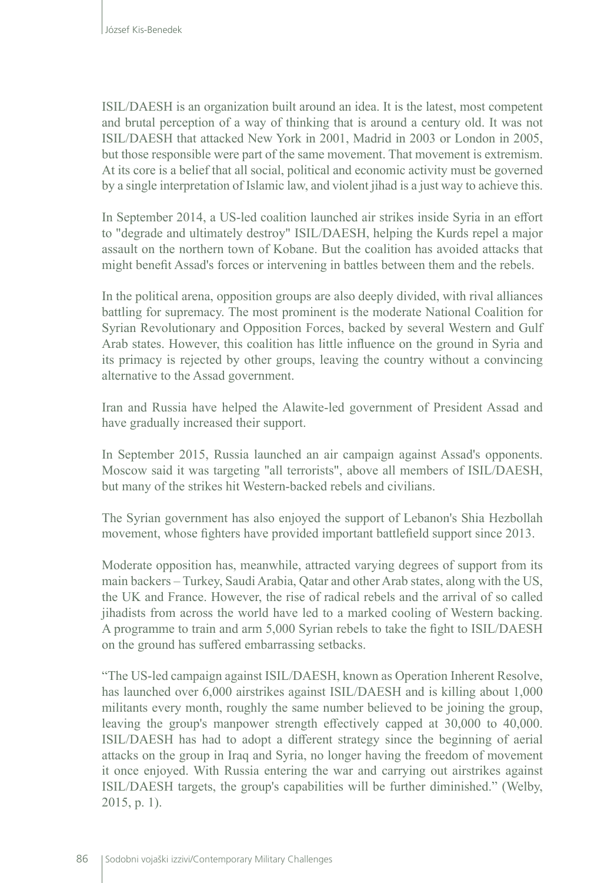ISIL/DAESH is an organization built around an idea. It is the latest, most competent and brutal perception of a way of thinking that is around a century old. It was not ISIL/DAESH that attacked New York in 2001, Madrid in 2003 or London in 2005, but those responsible were part of the same movement. That movement is extremism. At its core is a belief that all social, political and economic activity must be governed by a single interpretation of Islamic law, and violent jihad is a just way to achieve this.

In September 2014, a US-led coalition launched air strikes inside Syria in an effort to "degrade and ultimately destroy" ISIL/DAESH, helping the Kurds repel a major assault on the northern town of Kobane. But the coalition has avoided attacks that might benefit Assad's forces or intervening in battles between them and the rebels.

In the political arena, opposition groups are also deeply divided, with rival alliances battling for supremacy. The most prominent is the moderate National Coalition for Syrian Revolutionary and Opposition Forces, backed by several Western and Gulf Arab states. However, this coalition has little influence on the ground in Syria and its primacy is rejected by other groups, leaving the country without a convincing alternative to the Assad government.

Iran and Russia have helped the Alawite-led government of President Assad and have gradually increased their support.

In September 2015, Russia launched an air campaign against Assad's opponents. Moscow said it was targeting "all terrorists", above all members of ISIL/DAESH, but many of the strikes hit Western-backed rebels and civilians.

The Syrian government has also enjoyed the support of Lebanon's Shia Hezbollah movement, whose fighters have provided important battlefield support since 2013.

Moderate opposition has, meanwhile, attracted varying degrees of support from its main backers – Turkey, Saudi Arabia, Qatar and other Arab states, along with the US, the UK and France. However, the rise of radical rebels and the arrival of so called jihadists from across the world have led to a marked cooling of Western backing. A programme to train and arm 5,000 Syrian rebels to take the fight to ISIL/DAESH on the ground has suffered embarrassing setbacks.

"The US-led campaign against ISIL/DAESH, known as Operation Inherent Resolve, has launched over 6,000 airstrikes against ISIL/DAESH and is killing about 1,000 militants every month, roughly the same number believed to be joining the group, leaving the group's manpower strength effectively capped at 30,000 to 40,000. ISIL/DAESH has had to adopt a different strategy since the beginning of aerial attacks on the group in Iraq and Syria, no longer having the freedom of movement it once enjoyed. With Russia entering the war and carrying out airstrikes against ISIL/DAESH targets, the group's capabilities will be further diminished." (Welby, 2015, p. 1).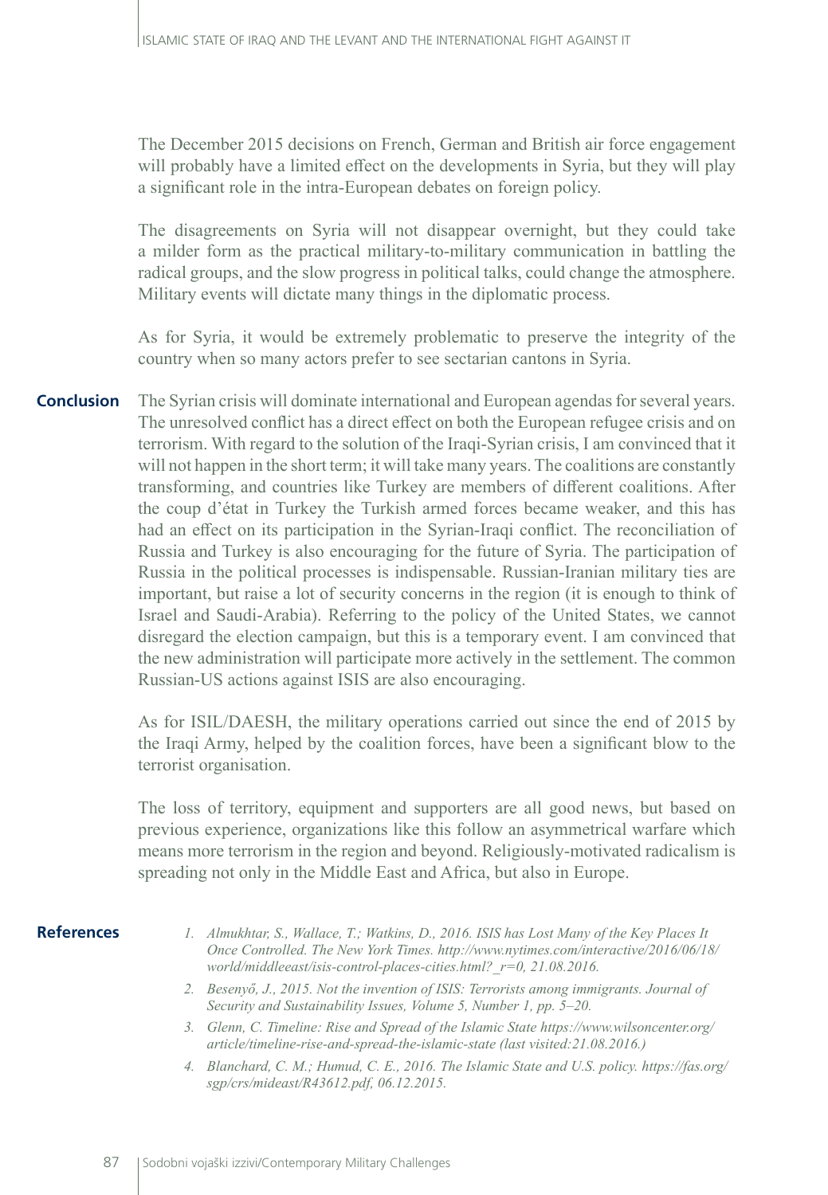The December 2015 decisions on French, German and British air force engagement will probably have a limited effect on the developments in Syria, but they will play a significant role in the intra-European debates on foreign policy.

The disagreements on Syria will not disappear overnight, but they could take a milder form as the practical military-to-military communication in battling the radical groups, and the slow progress in political talks, could change the atmosphere. Military events will dictate many things in the diplomatic process.

As for Syria, it would be extremely problematic to preserve the integrity of the country when so many actors prefer to see sectarian cantons in Syria.

## Conclusion

The Syrian crisis will dominate international and European agendas for several years. The unresolved conflict has a direct effect on both the European refugee crisis and on terrorism. With regard to the solution of the Iraqi-Syrian crisis, I am convinced that it will not happen in the short term; it will take many years. The coalitions are constantly transforming, and countries like Turkey are members of different coalitions. After the coup d'état in Turkey the Turkish armed forces became weaker, and this has had an effect on its participation in the Syrian-Iraqi conflict. The reconciliation of Russia and Turkey is also encouraging for the future of Syria. The participation of Russia in the political processes is indispensable. Russian-Iranian military ties are important, but raise a lot of security concerns in the region (it is enough to think of Israel and Saudi-Arabia). Referring to the policy of the United States, we cannot disregard the election campaign, but this is a temporary event. I am convinced that the new administration will participate more actively in the settlement. The common Russian-US actions against ISIS are also encouraging.

As for ISIL/DAESH, the military operations carried out since the end of 2015 by the Iraqi Army, helped by the coalition forces, have been a significant blow to the terrorist organisation.

The loss of territory, equipment and supporters are all good news, but based on previous experience, organizations like this follow an asymmetrical warfare which means more terrorism in the region and beyond. Religiously-motivated radicalism is spreading not only in the Middle East and Africa, but also in Europe.

## References

1. *Almukhtar, S., Wallace, T.; Watkins, D., 2016. ISIS has Lost Many of the Key Places It Once Controlled. The New York Times. http://www.nytimes.com/interactive/2016/06/18/world/middleeast/isis-control-places-cities.html?_r=0, 21.08.2016.*
2. *Besenyő, J., 2015. Not the invention of ISIS: Terrorists among immigrants. Journal of Security and Sustainability Issues, Volume 5, Number 1, pp. 5–20.*
3. *Glenn, C. Timeline: Rise and Spread of the Islamic State https://www.wilsoncenter.org/article/timeline-rise-and-spread-the-islamic-state (last visited:21.08.2016.)*
4. *Blanchard, C. M.; Humud, C. E., 2016. The Islamic State and U.S. policy. https://fas.org/sgp/crs/mideast/R43612.pdf, 06.12.2015.*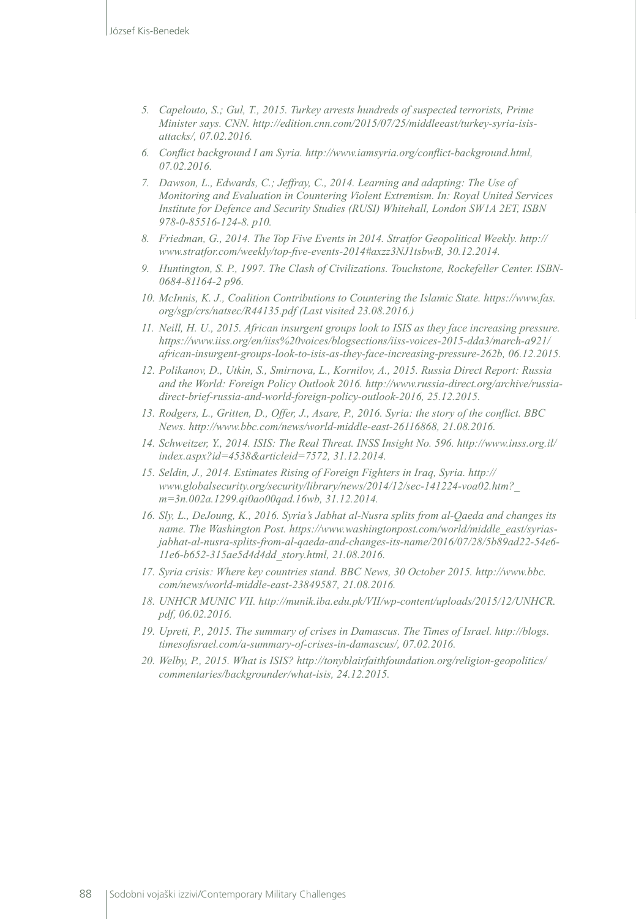5. *Capelouto, S.; Gul, T., 2015. Turkey arrests hundreds of suspected terrorists, Prime Minister says. CNN. http://edition.cnn.com/2015/07/25/middleeast/turkey-syria-isis-attacks/, 07.02.2016.*
6. *Conflict background I am Syria. http://www.iamsyria.org/conflict-background.html, 07.02.2016.*
7. *Dawson, L., Edwards, C.; Jeffray, C., 2014. Learning and adapting: The Use of Monitoring and Evaluation in Countering Violent Extremism. In: Royal United Services Institute for Defence and Security Studies (RUSI) Whitehall, London SW1A 2ET, ISBN 978-0-85516-124-8. p10.*
8. *Friedman, G., 2014. The Top Five Events in 2014. Stratfor Geopolitical Weekly. http://www.stratfor.com/weekly/top-five-events-2014#axzz3NJ1tsbwB, 30.12.2014.*
9. *Huntington, S. P., 1997. The Clash of Civilizations. Touchstone, Rockefeller Center. ISBN-0684-81164-2 p96.*
10. *McInnis, K. J., Coalition Contributions to Countering the Islamic State. https://www.fas.org/sgp/crs/natsec/R44135.pdf (Last visited 23.08.2016.)*
11. *Neill, H. U., 2015. African insurgent groups look to ISIS as they face increasing pressure. https://www.iiss.org/en/iiss%20voices/blogsections/iiss-voices-2015-dda3/march-a921/african-insurgent-groups-look-to-isis-as-they-face-increasing-pressure-262b, 06.12.2015.*
12. *Polikanov, D., Utkin, S., Smirnova, L., Kornilov, A., 2015. Russia Direct Report: Russia and the World: Foreign Policy Outlook 2016. http://www.russia-direct.org/archive/russia-direct-brief-russia-and-world-foreign-policy-outlook-2016, 25.12.2015.*
13. *Rodgers, L., Gritten, D., Offer, J., Asare, P., 2016. Syria: the story of the conflict. BBC News. http://www.bbc.com/news/world-middle-east-26116868, 21.08.2016.*
14. *Schweitzer, Y., 2014. ISIS: The Real Threat. INSS Insight No. 596. http://www.inss.org.il/index.aspx?id=4538&articleid=7572, 31.12.2014.*
15. *Seldin, J., 2014. Estimates Rising of Foreign Fighters in Iraq, Syria. http://www.globalsecurity.org/security/library/news/2014/12/sec-141224-voa02.htm?_m=3n.002a.1299.qi0ao00qad.16wb, 31.12.2014.*
16. *Sly, L., DeJoung, K., 2016. Syria's Jabhat al-Nusra splits from al-Qaeda and changes its name. The Washington Post. https://www.washingtonpost.com/world/middle_east/syrias-jabhat-al-nusra-splits-from-al-qaeda-and-changes-its-name/2016/07/28/5b89ad22-54e6-11e6-b652-315ae5d4d4dd_story.html, 21.08.2016.*
17. *Syria crisis: Where key countries stand. BBC News, 30 October 2015. http://www.bbc.com/news/world-middle-east-23849587, 21.08.2016.*
18. *UNHCR MUNIC VII. http://munik.iba.edu.pk/VII/wp-content/uploads/2015/12/UNHCR.pdf, 06.02.2016.*
19. *Upreti, P., 2015. The summary of crises in Damascus. The Times of Israel. http://blogs.timesofisrael.com/a-summary-of-crises-in-damascus/, 07.02.2016.*
20. *Welby, P., 2015. What is ISIS? http://tonyblairfaithfoundation.org/religion-geopolitics/commentaries/backgrounder/what-isis, 24.12.2015.*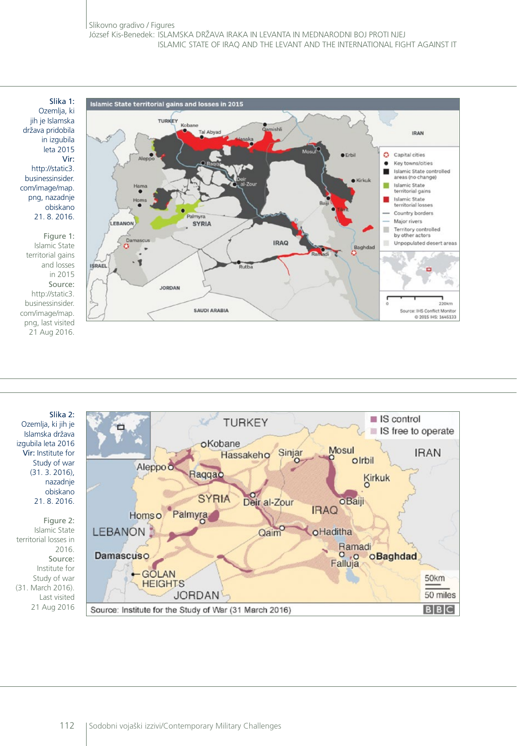Slikovno gradivo / Figures

**Slika 1:** Ozemlja, ki jih je Islamska država pridobila in izgubila leta 2015
**Vir:** http://static3.businessinsider.com/image/map.png, nazadnje obiskano 21. 8. 2016.

Figure 1: Islamic State territorial gains and losses in 2015
Source: http://static3.businessinsider.com/image/map.png, last visited 21 Aug 2016.

Islamic State territorial gains and losses in 2015

TURKEY
Kobane
Tal Abyad
Qamishli
Hasaka
Mosul
Erbil
IRAN
Aleppo
Raqqa
Deir al-Zour
Kirkuk
Hama
Homs
Baiji
Tikrit
Palmyra
SYRIA
LEBANON
Damascus
IRAQ
Baghdad
Ramadi
ISRAEL
Rutba
JORDAN
SAUDI ARABIA

Capital cities
Key towns/cities
Islamic State controlled areas (no change)
Islamic State territorial gains
Islamic State territorial losses
Country borders
Major rivers
Territory controlled by other actors
Unpopulated desert areas

0
220km
Source: IHS Conflict Monitor
© 2015 IHS: 1645133

**Slika 2:** Ozemlja, ki jih je Islamska država izgubila leta 2016
**Vir:** Institute for Study of war (31. 3. 2016), nazadnje obiskano 21. 8. 2016.

Figure 2: Islamic State territorial losses in 2016.
Source: Institute for Study of war (31. March 2016). Last visited 21 Aug 2016

IS control
IS free to operate

TURKEY
Kobane
Hassakeh
Sinjar
Mosul
Irbil
IRAN
Aleppo
Raqqa
Kirkuk
SYRIA
Deir al-Zour
Baiji
IRAQ
Homs
Palmyra
LEBANON
Qaim
Haditha
Ramadi
Falluja
Baghdad
Damascus
GOLAN HEIGHTS
JORDAN
50km
50 miles

Source: Institute for the Study of War (31 March 2016)
BBC